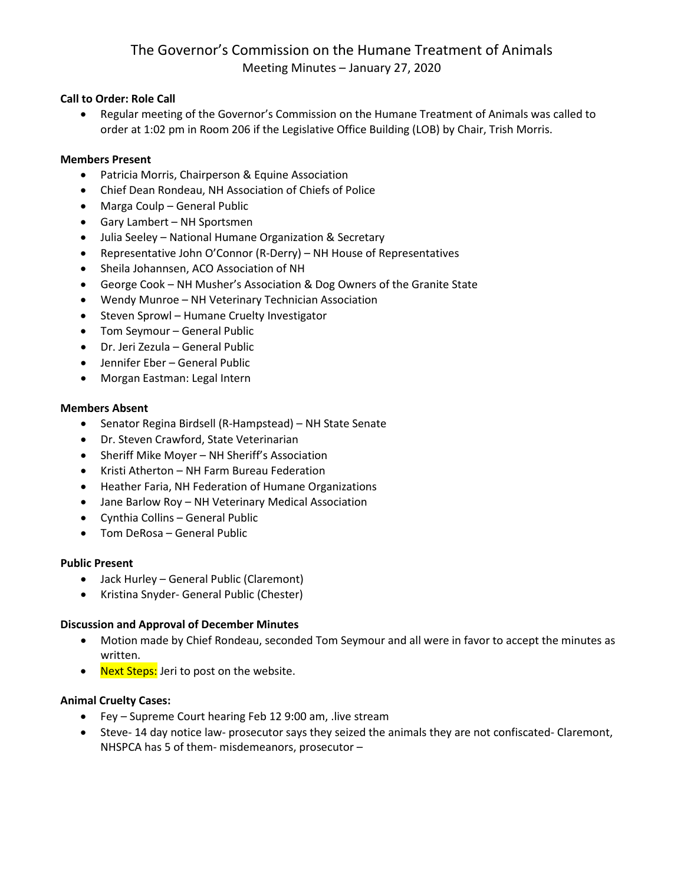# The Governor's Commission on the Humane Treatment of Animals

Meeting Minutes – January 27, 2020

**Call to Order: Role Call**

- Regular meeting of the Governor's Commission on the Humane Treatment of Animals was called to order at 1:02 pm in Room 206 if the Legislative Office Building (LOB) by Chair, Trish Morris.

**Members Present**

- Patricia Morris, Chairperson & Equine Association
- Chief Dean Rondeau, NH Association of Chiefs of Police
- Marga Coulp – General Public
- Gary Lambert – NH Sportsmen
- Julia Seeley – National Humane Organization & Secretary
- Representative John O'Connor (R-Derry) – NH House of Representatives
- Sheila Johannsen, ACO Association of NH
- George Cook – NH Musher's Association & Dog Owners of the Granite State
- Wendy Munroe – NH Veterinary Technician Association
- Steven Sprowl – Humane Cruelty Investigator
- Tom Seymour – General Public
- Dr. Jeri Zezula – General Public
- Jennifer Eber – General Public
- Morgan Eastman: Legal Intern

**Members Absent**

- Senator Regina Birdsell (R-Hampstead) – NH State Senate
- Dr. Steven Crawford, State Veterinarian
- Sheriff Mike Moyer – NH Sheriff's Association
- Kristi Atherton – NH Farm Bureau Federation
- Heather Faria, NH Federation of Humane Organizations
- Jane Barlow Roy – NH Veterinary Medical Association
- Cynthia Collins – General Public
- Tom DeRosa – General Public

**Public Present**

- Jack Hurley – General Public (Claremont)
- Kristina Snyder- General Public (Chester)

**Discussion and Approval of December Minutes**

- Motion made by Chief Rondeau, seconded Tom Seymour and all were in favor to accept the minutes as written.
- Next Steps: Jeri to post on the website.

**Animal Cruelty Cases:**

- Fey – Supreme Court hearing Feb 12 9:00 am, .live stream
- Steve- 14 day notice law- prosecutor says they seized the animals they are not confiscated- Claremont, NHSPCA has 5 of them- misdemeanors, prosecutor –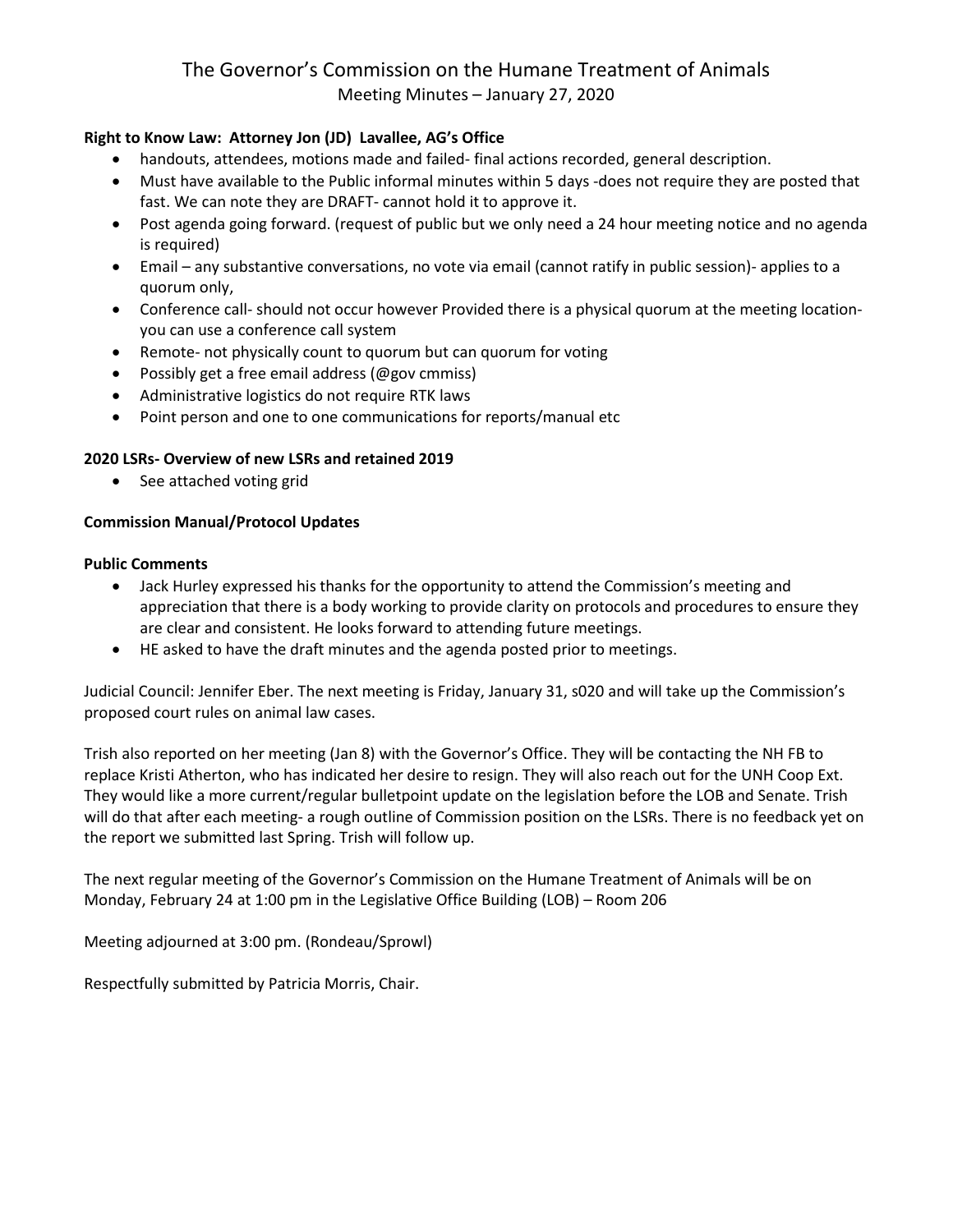# The Governor's Commission on the Humane Treatment of Animals

Meeting Minutes – January 27, 2020

**Right to Know Law: Attorney Jon (JD) Lavallee, AG's Office**

- handouts, attendees, motions made and failed- final actions recorded, general description.
- Must have available to the Public informal minutes within 5 days -does not require they are posted that fast. We can note they are DRAFT- cannot hold it to approve it.
- Post agenda going forward. (request of public but we only need a 24 hour meeting notice and no agenda is required)
- Email – any substantive conversations, no vote via email (cannot ratify in public session)- applies to a quorum only,
- Conference call- should not occur however Provided there is a physical quorum at the meeting location- you can use a conference call system
- Remote- not physically count to quorum but can quorum for voting
- Possibly get a free email address (@gov cmmiss)
- Administrative logistics do not require RTK laws
- Point person and one to one communications for reports/manual etc

**2020 LSRs- Overview of new LSRs and retained 2019**

- See attached voting grid

**Commission Manual/Protocol Updates**

**Public Comments**

- Jack Hurley expressed his thanks for the opportunity to attend the Commission's meeting and appreciation that there is a body working to provide clarity on protocols and procedures to ensure they are clear and consistent. He looks forward to attending future meetings.
- HE asked to have the draft minutes and the agenda posted prior to meetings.

Judicial Council: Jennifer Eber. The next meeting is Friday, January 31, s020 and will take up the Commission's proposed court rules on animal law cases.

Trish also reported on her meeting (Jan 8) with the Governor's Office. They will be contacting the NH FB to replace Kristi Atherton, who has indicated her desire to resign. They will also reach out for the UNH Coop Ext. They would like a more current/regular bulletpoint update on the legislation before the LOB and Senate. Trish will do that after each meeting- a rough outline of Commission position on the LSRs. There is no feedback yet on the report we submitted last Spring. Trish will follow up.

The next regular meeting of the Governor's Commission on the Humane Treatment of Animals will be on Monday, February 24 at 1:00 pm in the Legislative Office Building (LOB) – Room 206

Meeting adjourned at 3:00 pm. (Rondeau/Sprowl)

Respectfully submitted by Patricia Morris, Chair.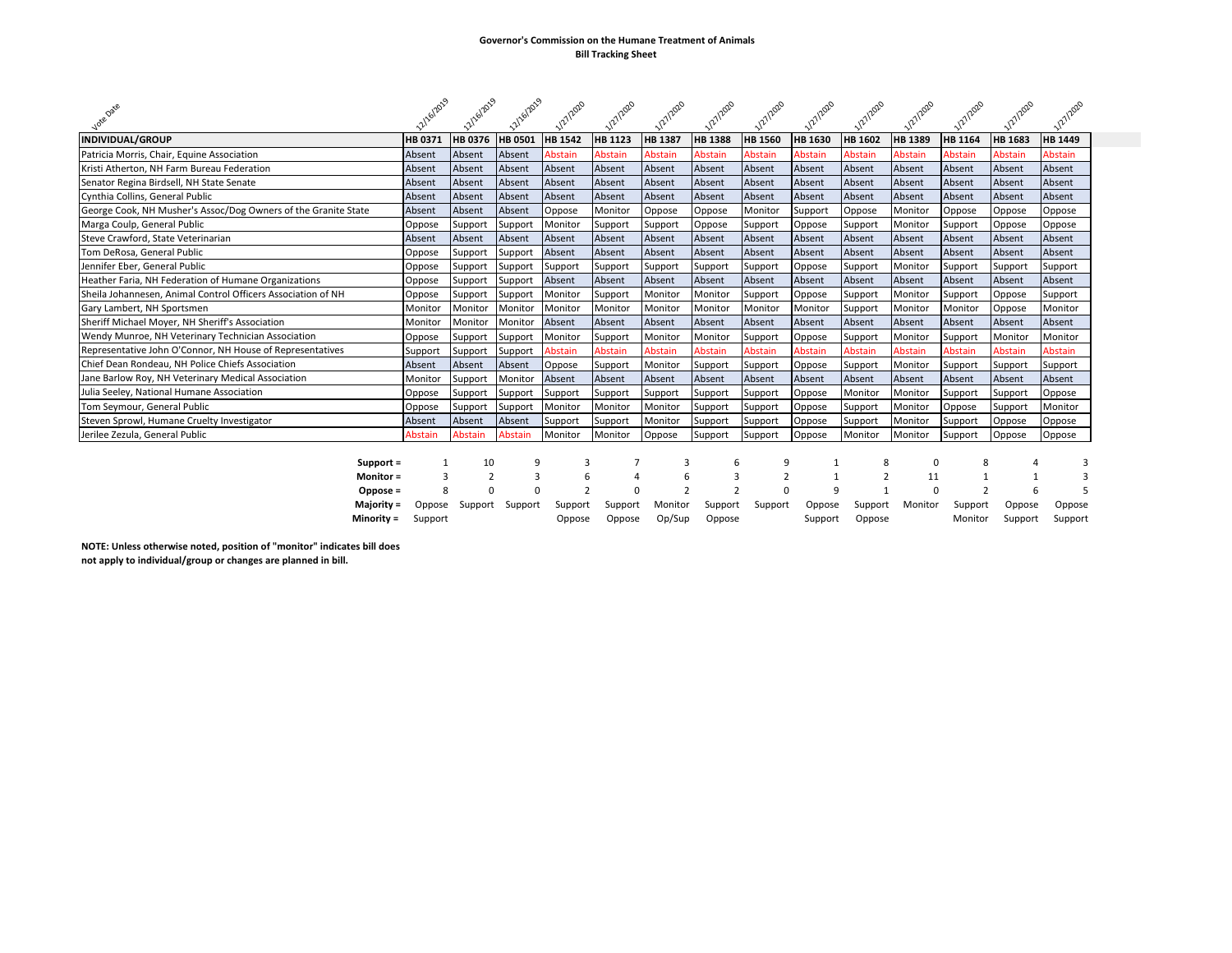**Governor's Commission on the Humane Treatment of Animals**
**Bill Tracking Sheet**

| Vote Date | 12/16/2019 | 12/16/2019 | 12/16/2019 | 1/27/2020 | 1/27/2020 | 1/27/2020 | 1/27/2020 | 1/27/2020 | 1/27/2020 | 1/27/2020 | 1/27/2020 | 1/27/2020 | 1/27/2020 | 1/27/2020 |
|---|---|---|---|---|---|---|---|---|---|---|---|---|---|---|
| **INDIVIDUAL/GROUP** | **HB 0371** | **HB 0376** | **HB 0501** | **HB 1542** | **HB 1123** | **HB 1387** | **HB 1388** | **HB 1560** | **HB 1630** | **HB 1602** | **HB 1389** | **HB 1164** | **HB 1683** | **HB 1449** |
| Patricia Morris, Chair, Equine Association | Absent | Absent | Absent | Abstain | Abstain | Abstain | Abstain | Abstain | Abstain | Abstain | Abstain | Abstain | Abstain | Abstain |
| Kristi Atherton, NH Farm Bureau Federation | Absent | Absent | Absent | Absent | Absent | Absent | Absent | Absent | Absent | Absent | Absent | Absent | Absent | Absent |
| Senator Regina Birdsell, NH State Senate | Absent | Absent | Absent | Absent | Absent | Absent | Absent | Absent | Absent | Absent | Absent | Absent | Absent | Absent |
| Cynthia Collins, General Public | Absent | Absent | Absent | Absent | Absent | Absent | Absent | Absent | Absent | Absent | Absent | Absent | Absent | Absent |
| George Cook, NH Musher's Assoc/Dog Owners of the Granite State | Absent | Absent | Absent | Oppose | Monitor | Oppose | Oppose | Monitor | Support | Oppose | Monitor | Oppose | Oppose | Oppose |
| Marga Coulp, General Public | Oppose | Support | Support | Monitor | Support | Support | Oppose | Support | Oppose | Support | Monitor | Support | Oppose | Oppose |
| Steve Crawford, State Veterinarian | Absent | Absent | Absent | Absent | Absent | Absent | Absent | Absent | Absent | Absent | Absent | Absent | Absent | Absent |
| Tom DeRosa, General Public | Oppose | Support | Support | Absent | Absent | Absent | Absent | Absent | Absent | Absent | Absent | Absent | Absent | Absent |
| Jennifer Eber, General Public | Oppose | Support | Support | Support | Support | Support | Support | Support | Oppose | Support | Monitor | Support | Support | Support |
| Heather Faria, NH Federation of Humane Organizations | Oppose | Support | Support | Absent | Absent | Absent | Absent | Absent | Absent | Absent | Absent | Absent | Absent | Absent |
| Sheila Johannesen, Animal Control Officers Association of NH | Oppose | Support | Support | Monitor | Support | Monitor | Monitor | Support | Oppose | Support | Monitor | Support | Oppose | Support |
| Gary Lambert, NH Sportsmen | Monitor | Monitor | Monitor | Monitor | Monitor | Monitor | Monitor | Monitor | Monitor | Support | Monitor | Monitor | Oppose | Monitor |
| Sheriff Michael Moyer, NH Sheriff's Association | Monitor | Monitor | Monitor | Absent | Absent | Absent | Absent | Absent | Absent | Absent | Absent | Absent | Absent | Absent |
| Wendy Munroe, NH Veterinary Technician Association | Oppose | Support | Support | Monitor | Support | Monitor | Monitor | Support | Oppose | Support | Monitor | Support | Monitor | Monitor |
| Representative John O'Connor, NH House of Representatives | Support | Support | Support | Abstain | Abstain | Abstain | Abstain | Abstain | Abstain | Abstain | Abstain | Abstain | Abstain | Abstain |
| Chief Dean Rondeau, NH Police Chiefs Association | Absent | Absent | Absent | Oppose | Support | Monitor | Support | Support | Oppose | Support | Monitor | Support | Support | Support |
| Jane Barlow Roy, NH Veterinary Medical Association | Monitor | Support | Monitor | Absent | Absent | Absent | Absent | Absent | Absent | Absent | Absent | Absent | Absent | Absent |
| Julia Seeley, National Humane Association | Oppose | Support | Support | Support | Support | Support | Support | Support | Oppose | Monitor | Monitor | Support | Support | Oppose |
| Tom Seymour, General Public | Oppose | Support | Support | Monitor | Monitor | Monitor | Support | Support | Oppose | Support | Monitor | Oppose | Support | Monitor |
| Steven Sprowl, Humane Cruelty Investigator | Absent | Absent | Absent | Support | Support | Monitor | Support | Support | Oppose | Support | Monitor | Support | Oppose | Oppose |
| Jerilee Zezula, General Public | Abstain | Abstain | Abstain | Monitor | Monitor | Oppose | Support | Support | Oppose | Monitor | Monitor | Support | Oppose | Oppose |
| **Support =** | 1 | 10 | 9 | 3 | 7 | 3 | 6 | 9 | 1 | 8 | 0 | 8 | 4 | 3 |
| **Monitor =** | 3 | 2 | 3 | 6 | 4 | 6 | 3 | 2 | 1 | 2 | 11 | 1 | 1 | 3 |
| **Oppose =** | 8 | 0 | 0 | 2 | 0 | 2 | 2 | 0 | 9 | 1 | 0 | 2 | 6 | 5 |
| **Majority =** | Oppose | Support | Support | Support | Support | Monitor | Support | Support | Oppose | Support | Monitor | Support | Oppose | Oppose |
| **Minority =** | Support | | | Oppose | Oppose | Op/Sup | Oppose | | Support | Oppose | | Monitor | Support | Support |

**NOTE: Unless otherwise noted, position of "monitor" indicates bill does not apply to individual/group or changes are planned in bill.**